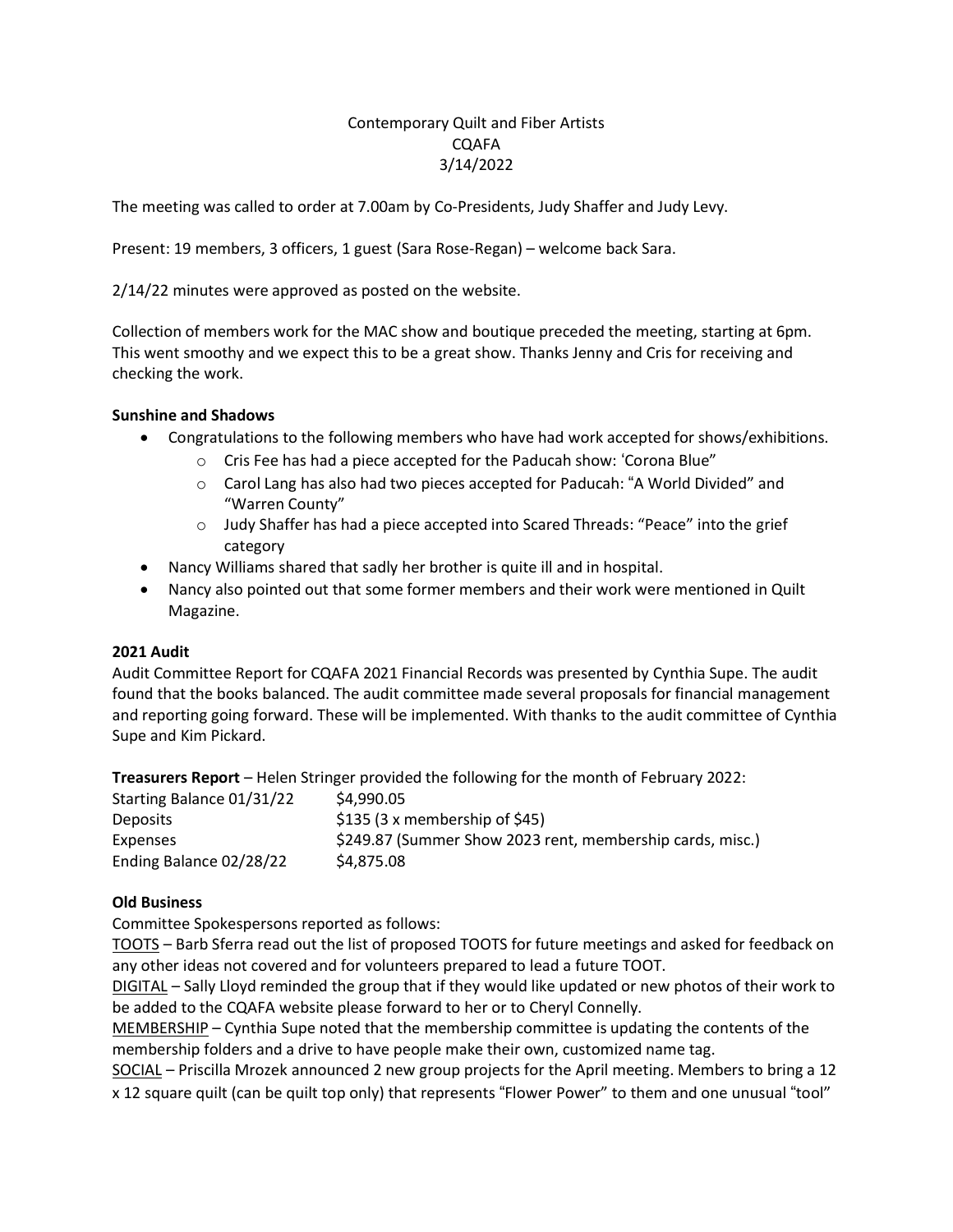Contemporary Quilt and Fiber Artists
CQAFA
3/14/2022

The meeting was called to order at 7.00am by Co-Presidents, Judy Shaffer and Judy Levy.

Present: 19 members, 3 officers, 1 guest (Sara Rose-Regan) – welcome back Sara.

2/14/22 minutes were approved as posted on the website.

Collection of members work for the MAC show and boutique preceded the meeting, starting at 6pm. This went smoothy and we expect this to be a great show. Thanks Jenny and Cris for receiving and checking the work.

**Sunshine and Shadows**

- Congratulations to the following members who have had work accepted for shows/exhibitions.
  - Cris Fee has had a piece accepted for the Paducah show: 'Corona Blue"
  - Carol Lang has also had two pieces accepted for Paducah: "A World Divided" and "Warren County"
  - Judy Shaffer has had a piece accepted into Scared Threads: "Peace" into the grief category
- Nancy Williams shared that sadly her brother is quite ill and in hospital.
- Nancy also pointed out that some former members and their work were mentioned in Quilt Magazine.

**2021 Audit**

Audit Committee Report for CQAFA 2021 Financial Records was presented by Cynthia Supe. The audit found that the books balanced. The audit committee made several proposals for financial management and reporting going forward. These will be implemented. With thanks to the audit committee of Cynthia Supe and Kim Pickard.

**Treasurers Report** – Helen Stringer provided the following for the month of February 2022:

| | |
|---|---|
| Starting Balance 01/31/22 | $4,990.05 |
| Deposits | $135 (3 x membership of $45) |
| Expenses | $249.87 (Summer Show 2023 rent, membership cards, misc.) |
| Ending Balance 02/28/22 | $4,875.08 |

**Old Business**

Committee Spokespersons reported as follows:

<u>TOOTS</u> – Barb Sferra read out the list of proposed TOOTS for future meetings and asked for feedback on any other ideas not covered and for volunteers prepared to lead a future TOOT.

<u>DIGITAL</u> – Sally Lloyd reminded the group that if they would like updated or new photos of their work to be added to the CQAFA website please forward to her or to Cheryl Connelly.

<u>MEMBERSHIP</u> – Cynthia Supe noted that the membership committee is updating the contents of the membership folders and a drive to have people make their own, customized name tag.

<u>SOCIAL</u> – Priscilla Mrozek announced 2 new group projects for the April meeting. Members to bring a 12 x 12 square quilt (can be quilt top only) that represents "Flower Power" to them and one unusual "tool"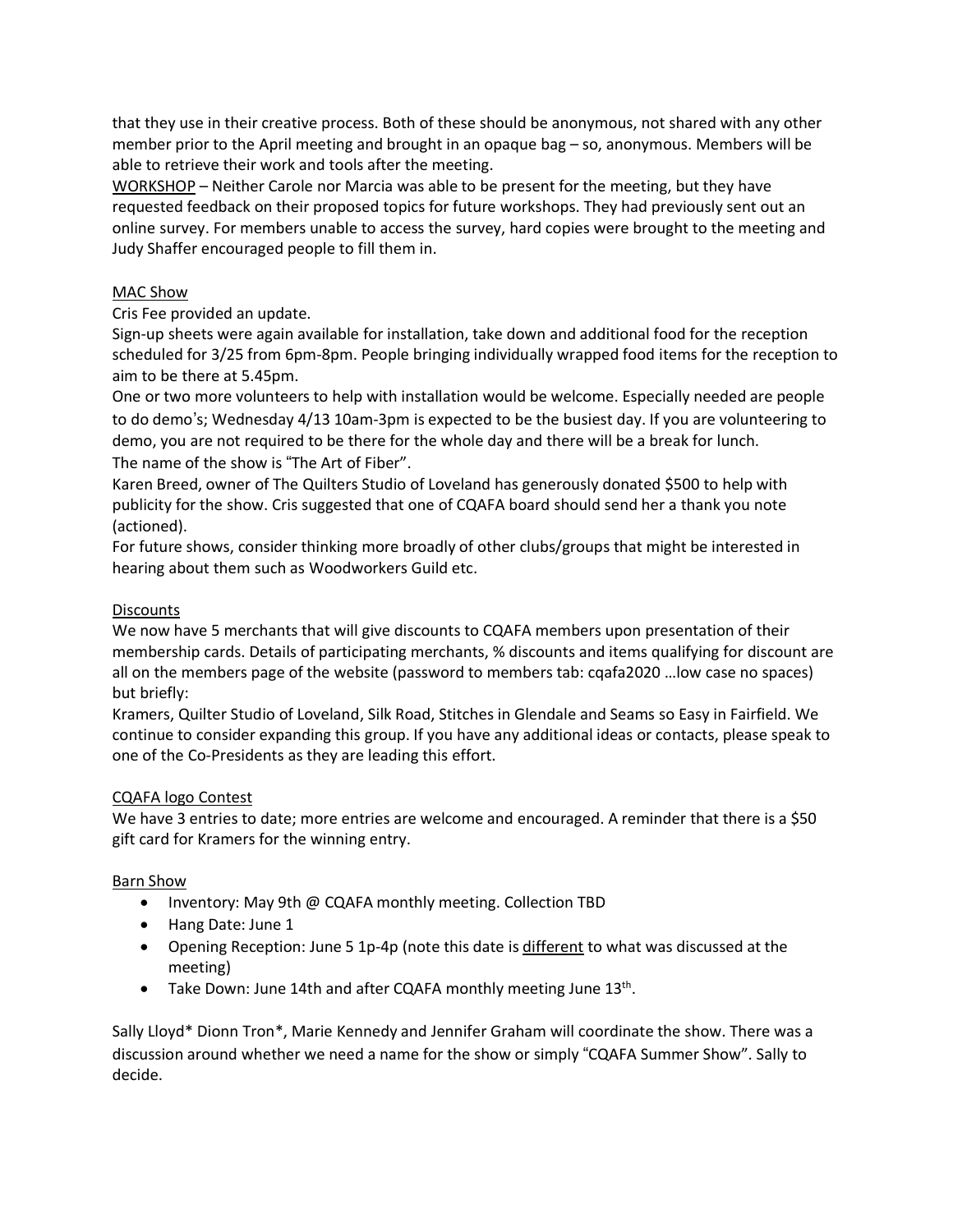that they use in their creative process. Both of these should be anonymous, not shared with any other member prior to the April meeting and brought in an opaque bag – so, anonymous. Members will be able to retrieve their work and tools after the meeting.

<u>WORKSHOP</u> – Neither Carole nor Marcia was able to be present for the meeting, but they have requested feedback on their proposed topics for future workshops. They had previously sent out an online survey. For members unable to access the survey, hard copies were brought to the meeting and Judy Shaffer encouraged people to fill them in.

<u>MAC Show</u>

Cris Fee provided an update.

Sign-up sheets were again available for installation, take down and additional food for the reception scheduled for 3/25 from 6pm-8pm. People bringing individually wrapped food items for the reception to aim to be there at 5.45pm.

One or two more volunteers to help with installation would be welcome. Especially needed are people to do demo's; Wednesday 4/13 10am-3pm is expected to be the busiest day. If you are volunteering to demo, you are not required to be there for the whole day and there will be a break for lunch.

The name of the show is "The Art of Fiber".

Karen Breed, owner of The Quilters Studio of Loveland has generously donated $500 to help with publicity for the show. Cris suggested that one of CQAFA board should send her a thank you note (actioned).

For future shows, consider thinking more broadly of other clubs/groups that might be interested in hearing about them such as Woodworkers Guild etc.

<u>Discounts</u>

We now have 5 merchants that will give discounts to CQAFA members upon presentation of their membership cards. Details of participating merchants, % discounts and items qualifying for discount are all on the members page of the website (password to members tab: cqafa2020 …low case no spaces) but briefly:

Kramers, Quilter Studio of Loveland, Silk Road, Stitches in Glendale and Seams so Easy in Fairfield. We continue to consider expanding this group. If you have any additional ideas or contacts, please speak to one of the Co-Presidents as they are leading this effort.

<u>CQAFA logo Contest</u>

We have 3 entries to date; more entries are welcome and encouraged. A reminder that there is a $50 gift card for Kramers for the winning entry.

<u>Barn Show</u>

- Inventory: May 9th @ CQAFA monthly meeting. Collection TBD
- Hang Date: June 1
- Opening Reception: June 5 1p-4p (note this date is <u>different</u> to what was discussed at the meeting)
- Take Down: June 14th and after CQAFA monthly meeting June 13th.

Sally Lloyd* Dionn Tron*, Marie Kennedy and Jennifer Graham will coordinate the show. There was a discussion around whether we need a name for the show or simply "CQAFA Summer Show". Sally to decide.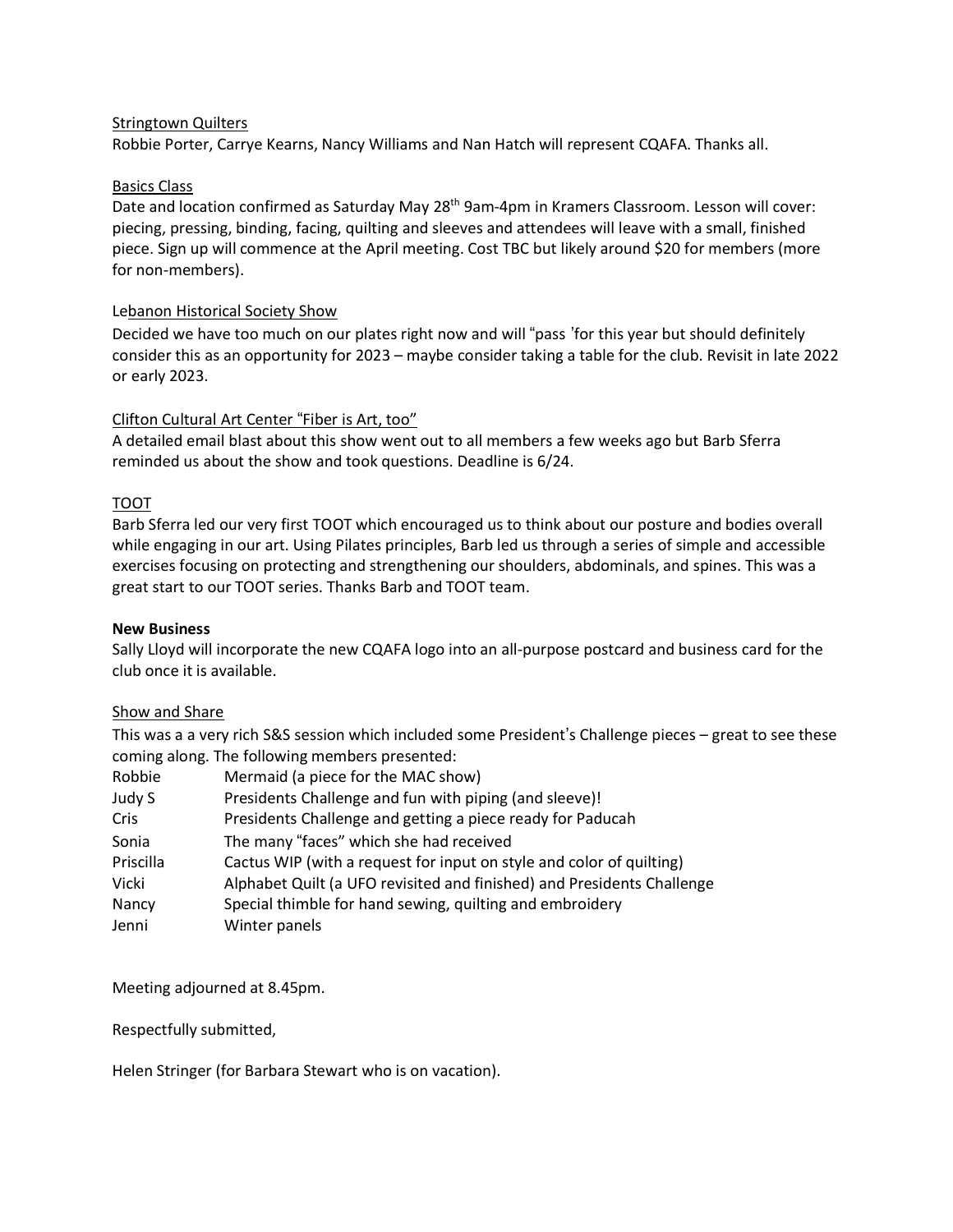Stringtown Quilters

Robbie Porter, Carrye Kearns, Nancy Williams and Nan Hatch will represent CQAFA. Thanks all.

Basics Class

Date and location confirmed as Saturday May 28th 9am-4pm in Kramers Classroom. Lesson will cover: piecing, pressing, binding, facing, quilting and sleeves and attendees will leave with a small, finished piece. Sign up will commence at the April meeting. Cost TBC but likely around $20 for members (more for non-members).

Lebanon Historical Society Show

Decided we have too much on our plates right now and will "pass 'for this year but should definitely consider this as an opportunity for 2023 – maybe consider taking a table for the club. Revisit in late 2022 or early 2023.

Clifton Cultural Art Center "Fiber is Art, too"

A detailed email blast about this show went out to all members a few weeks ago but Barb Sferra reminded us about the show and took questions. Deadline is 6/24.

TOOT

Barb Sferra led our very first TOOT which encouraged us to think about our posture and bodies overall while engaging in our art. Using Pilates principles, Barb led us through a series of simple and accessible exercises focusing on protecting and strengthening our shoulders, abdominals, and spines. This was a great start to our TOOT series. Thanks Barb and TOOT team.

**New Business**

Sally Lloyd will incorporate the new CQAFA logo into an all-purpose postcard and business card for the club once it is available.

Show and Share

This was a a very rich S&S session which included some President's Challenge pieces – great to see these coming along. The following members presented:

| | |
|---|---|
| Robbie | Mermaid (a piece for the MAC show) |
| Judy S | Presidents Challenge and fun with piping (and sleeve)! |
| Cris | Presidents Challenge and getting a piece ready for Paducah |
| Sonia | The many "faces" which she had received |
| Priscilla | Cactus WIP (with a request for input on style and color of quilting) |
| Vicki | Alphabet Quilt (a UFO revisited and finished) and Presidents Challenge |
| Nancy | Special thimble for hand sewing, quilting and embroidery |
| Jenni | Winter panels |

Meeting adjourned at 8.45pm.

Respectfully submitted,

Helen Stringer (for Barbara Stewart who is on vacation).